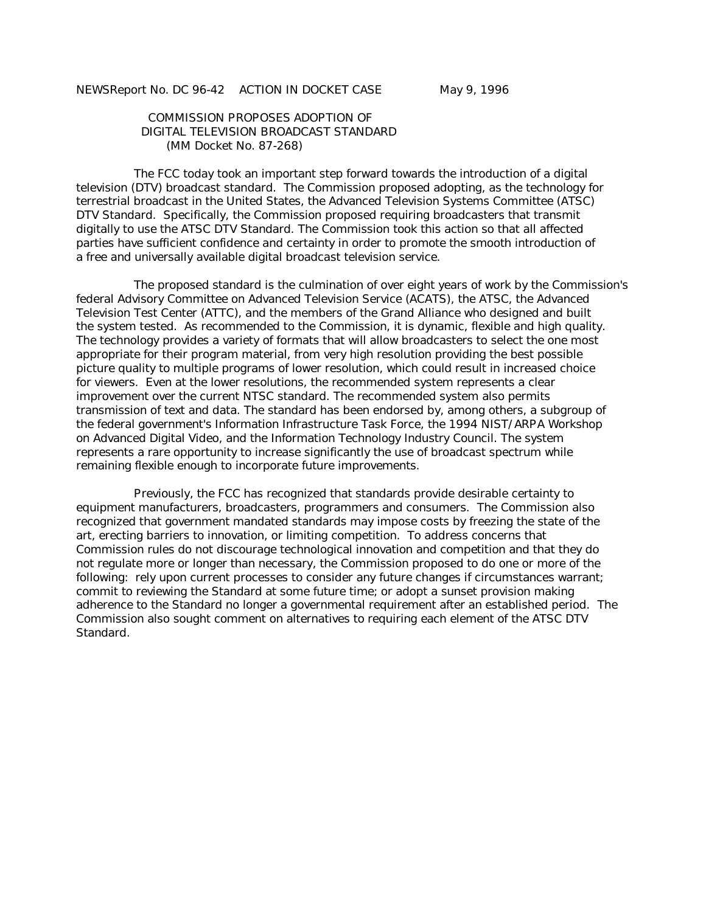NEWSReport No. DC 96-42 ACTION IN DOCKET CASE May 9, 1996

# COMMISSION PROPOSES ADOPTION OF DIGITAL TELEVISION BROADCAST STANDARD
(MM Docket No. 87-268)

The FCC today took an important step forward towards the introduction of a digital television (DTV) broadcast standard. The Commission proposed adopting, as the technology for terrestrial broadcast in the United States, the Advanced Television Systems Committee (ATSC) DTV Standard. Specifically, the Commission proposed requiring broadcasters that transmit digitally to use the ATSC DTV Standard. The Commission took this action so that all affected parties have sufficient confidence and certainty in order to promote the smooth introduction of a free and universally available digital broadcast television service.

The proposed standard is the culmination of over eight years of work by the Commission's federal Advisory Committee on Advanced Television Service (ACATS), the ATSC, the Advanced Television Test Center (ATTC), and the members of the Grand Alliance who designed and built the system tested. As recommended to the Commission, it is dynamic, flexible and high quality. The technology provides a variety of formats that will allow broadcasters to select the one most appropriate for their program material, from very high resolution providing the best possible picture quality to multiple programs of lower resolution, which could result in increased choice for viewers. Even at the lower resolutions, the recommended system represents a clear improvement over the current NTSC standard. The recommended system also permits transmission of text and data. The standard has been endorsed by, among others, a subgroup of the federal government's Information Infrastructure Task Force, the 1994 NIST/ARPA Workshop on Advanced Digital Video, and the Information Technology Industry Council. The system represents a rare opportunity to increase significantly the use of broadcast spectrum while remaining flexible enough to incorporate future improvements.

Previously, the FCC has recognized that standards provide desirable certainty to equipment manufacturers, broadcasters, programmers and consumers. The Commission also recognized that government mandated standards may impose costs by freezing the state of the art, erecting barriers to innovation, or limiting competition. To address concerns that Commission rules do not discourage technological innovation and competition and that they do not regulate more or longer than necessary, the Commission proposed to do one or more of the following: rely upon current processes to consider any future changes if circumstances warrant; commit to reviewing the Standard at some future time; or adopt a sunset provision making adherence to the Standard no longer a governmental requirement after an established period. The Commission also sought comment on alternatives to requiring each element of the ATSC DTV Standard.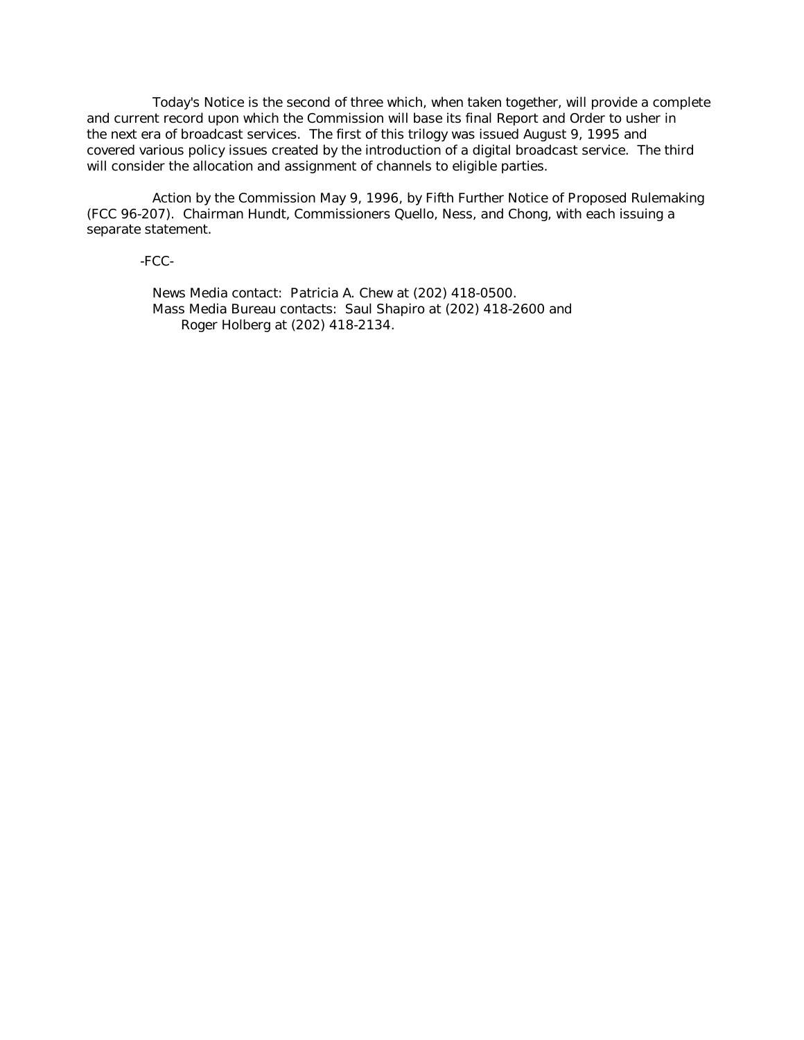Today's Notice is the second of three which, when taken together, will provide a complete and current record upon which the Commission will base its final Report and Order to usher in the next era of broadcast services. The first of this trilogy was issued August 9, 1995 and covered various policy issues created by the introduction of a digital broadcast service. The third will consider the allocation and assignment of channels to eligible parties.

Action by the Commission May 9, 1996, by Fifth Further Notice of Proposed Rulemaking (FCC 96-207). Chairman Hundt, Commissioners Quello, Ness, and Chong, with each issuing a separate statement.

-FCC-

News Media contact: Patricia A. Chew at (202) 418-0500.
Mass Media Bureau contacts: Saul Shapiro at (202) 418-2600 and Roger Holberg at (202) 418-2134.